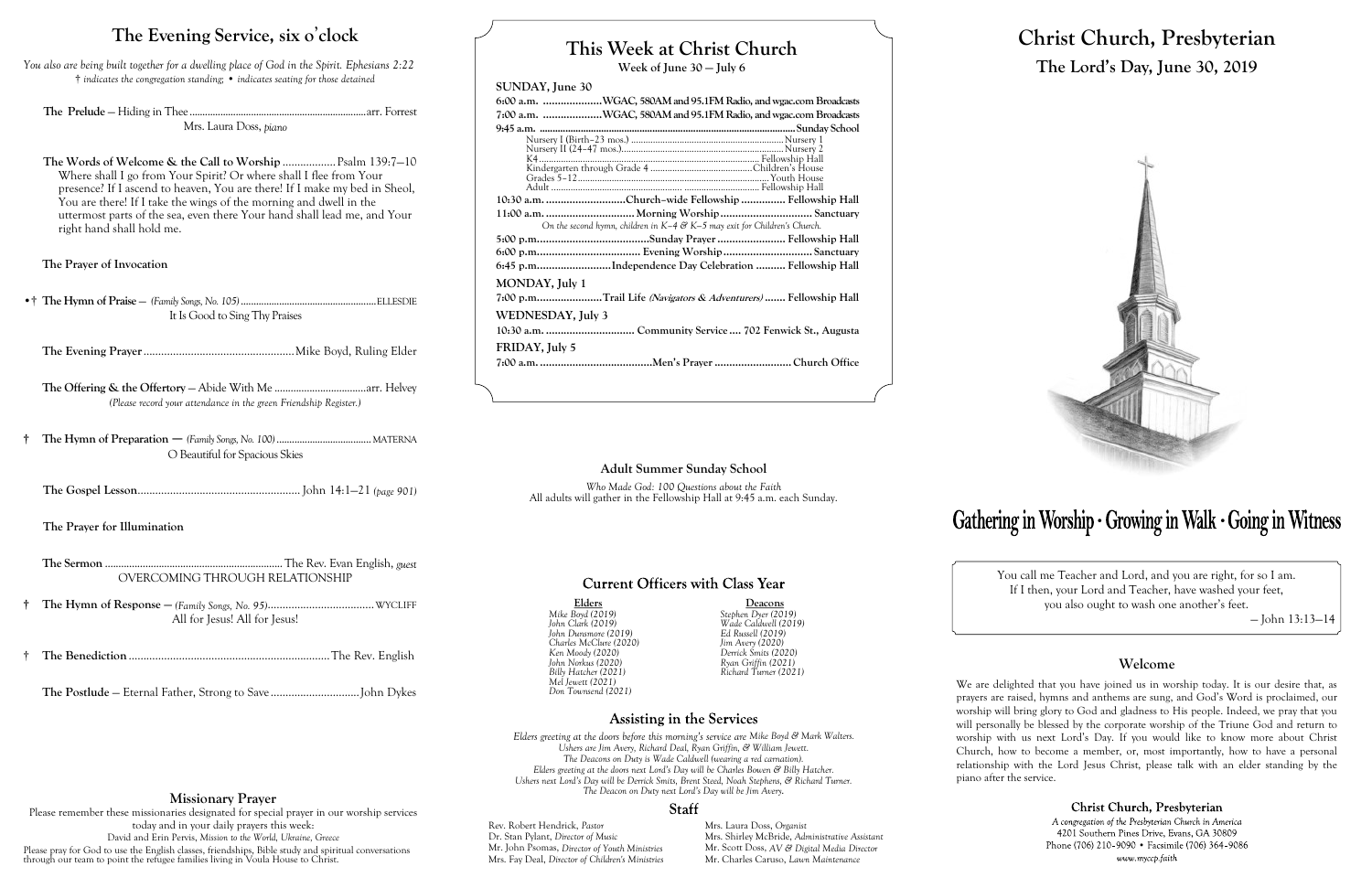## The Evening Service, six o'clock

*You also are being built together for a dwelling place of God in the Spirit. Ephesians 2:22*
*† indicates the congregation standing; • indicates seating for those detained*

**The Prelude** — Hiding in Thee ........ arr. Forrest
Mrs. Laura Doss, *piano*

**The Words of Welcome & the Call to Worship** ........ Psalm 139:7–10
Where shall I go from Your Spirit? Or where shall I flee from Your presence? If I ascend to heaven, You are there! If I make my bed in Sheol, You are there! If I take the wings of the morning and dwell in the uttermost parts of the sea, even there Your hand shall lead me, and Your right hand shall hold me.

**The Prayer of Invocation**

•† **The Hymn of Praise** — *(Family Songs, No. 105)* ........ ELLESDIE
It Is Good to Sing Thy Praises

**The Evening Prayer** ........ Mike Boyd, Ruling Elder

**The Offering & the Offertory** — Abide With Me ........ arr. Helvey
*(Please record your attendance in the green Friendship Register.)*

† **The Hymn of Preparation** — *(Family Songs, No. 100)* ........ MATERNA
O Beautiful for Spacious Skies

**The Gospel Lesson** ........ John 14:1–21 *(page 901)*

**The Prayer for Illumination**

**The Sermon** ........ The Rev. Evan English, *guest*
OVERCOMING THROUGH RELATIONSHIP

† **The Hymn of Response** — *(Family Songs, No. 95)* ........ WYCLIFF
All for Jesus! All for Jesus!

† **The Benediction** ........ The Rev. English

**The Postlude** — Eternal Father, Strong to Save ........ John Dykes

### Missionary Prayer

Please remember these missionaries designated for special prayer in our worship services today and in your daily prayers this week:
David and Erin Pervis, *Mission to the World, Ukraine, Greece*
Please pray for God to use the English classes, friendships, Bible study and spiritual conversations through our team to point the refugee families living in Voula House to Christ.

## This Week at Christ Church

**Week of June 30 — July 6**

**SUNDAY, June 30**
6:00 a.m. ........ WGAC, 580AM and 95.1FM Radio, and wgac.com Broadcasts
7:00 a.m. ........ WGAC, 580AM and 95.1FM Radio, and wgac.com Broadcasts
9:45 a.m. ........ Sunday School
- Nursery I (Birth–23 mos.) ........ Nursery 1
- Nursery II (24–47 mos.) ........ Nursery 2
- K4 ........ Fellowship Hall
- Kindergarten through Grade 4 ........ Children's House
- Grades 5–12 ........ Youth House
- Adult ........ Fellowship Hall

10:30 a.m. ........ Church-wide Fellowship ........ Fellowship Hall
11:00 a.m. ........ Morning Worship ........ Sanctuary
*On the second hymn, children in K–4 & K–5 may exit for Children's Church.*
5:00 p.m. ........ Sunday Prayer ........ Fellowship Hall
6:00 p.m. ........ Evening Worship ........ Sanctuary
6:45 p.m. ........ Independence Day Celebration ........ Fellowship Hall

**MONDAY, July 1**
7:00 p.m. ........ Trail Life *(Navigators & Adventurers)* ........ Fellowship Hall

**WEDNESDAY, July 3**
10:30 a.m. ........ Community Service ........ 702 Fenwick St., Augusta

**FRIDAY, July 5**
7:00 a.m. ........ Men's Prayer ........ Church Office

### Adult Summer Sunday School

*Who Made God: 100 Questions about the Faith*
All adults will gather in the Fellowship Hall at 9:45 a.m. each Sunday.

### Current Officers with Class Year

| Elders | Deacons |
|---|---|
| *Mike Boyd (2019)* | *Stephen Dyer (2019)* |
| *John Clark (2019)* | *Wade Caldwell (2019)* |
| *John Dunsmore (2019)* | *Ed Russell (2019)* |
| *Charles McClure (2020)* | *Jim Avery (2020)* |
| *Ken Moody (2020)* | *Derrick Smits (2020)* |
| *John Norkus (2020)* | *Ryan Griffin (2021)* |
| *Billy Hatcher (2021)* | *Richard Turner (2021)* |
| *Mel Jewett (2021)* | |
| *Don Townsend (2021)* | |

### Assisting in the Services

*Elders greeting at the doors before this morning's service are Mike Boyd & Mark Walters.*
*Ushers are Jim Avery, Richard Deal, Ryan Griffin, & William Jewett.*
*The Deacons on Duty is Wade Caldwell (wearing a red carnation).*
*Elders greeting at the doors next Lord's Day will be Charles Bowen & Billy Hatcher.*
*Ushers next Lord's Day will be Derrick Smits, Brent Steed, Noah Stephens, & Richard Turner.*
*The Deacon on Duty next Lord's Day will be Jim Avery.*

### Staff

Rev. Robert Hendrick, *Pastor*
Dr. Stan Pylant, *Director of Music*
Mr. John Psomas, *Director of Youth Ministries*
Mrs. Fay Deal, *Director of Children's Ministries*
Mrs. Laura Doss, *Organist*
Mrs. Shirley McBride, *Administrative Assistant*
Mr. Scott Doss, *AV & Digital Media Director*
Mr. Charles Caruso, *Lawn Maintenance*

# Christ Church, Presbyterian

## The Lord's Day, June 30, 2019

**Gathering in Worship · Growing in Walk · Going in Witness**

You call me Teacher and Lord, and you are right, for so I am.
If I then, your Lord and Teacher, have washed your feet,
you also ought to wash one another's feet.
— John 13:13–14

### Welcome

We are delighted that you have joined us in worship today. It is our desire that, as prayers are raised, hymns and anthems are sung, and God's Word is proclaimed, our worship will bring glory to God and gladness to His people. Indeed, we pray that you will personally be blessed by the corporate worship of the Triune God and return to worship with us next Lord's Day. If you would like to know more about Christ Church, how to become a member, or, most importantly, how to have a personal relationship with the Lord Jesus Christ, please talk with an elder standing by the piano after the service.

**Christ Church, Presbyterian**
*A congregation of the Presbyterian Church in America*
4201 Southern Pines Drive, Evans, GA 30809
Phone (706) 210-9090 • Facsimile (706) 364-9086
*www.myccp.faith*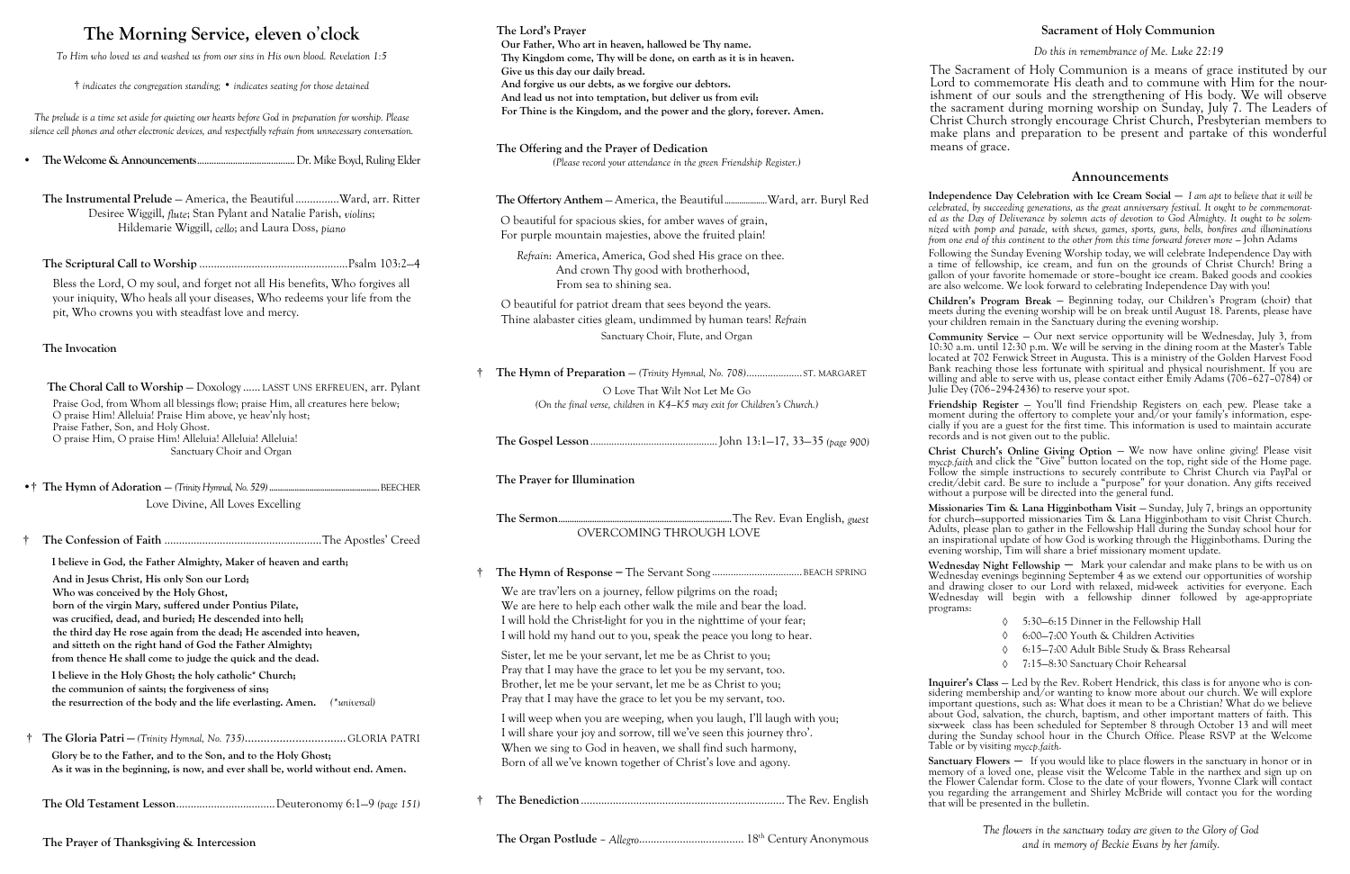# The Morning Service, eleven o'clock

*To Him who loved us and washed us from our sins in His own blood. Revelation 1:5*

*† indicates the congregation standing; • indicates seating for those detained*

*The prelude is a time set aside for quieting our hearts before God in preparation for worship. Please silence cell phones and other electronic devices, and respectfully refrain from unnecessary conversation.*

• **The Welcome & Announcements** .......................................... Dr. Mike Boyd, Ruling Elder

**The Instrumental Prelude** – America, the Beautiful ............... Ward, arr. Ritter
Desiree Wiggill, *flute*; Stan Pylant and Natalie Parish, *violins*;
Hildemarie Wiggill, *cello*; and Laura Doss, *piano*

**The Scriptural Call to Worship** .................................................. Psalm 103:2–4

Bless the Lord, O my soul, and forget not all His benefits, Who forgives all your iniquity, Who heals all your diseases, Who redeems your life from the pit, Who crowns you with steadfast love and mercy.

**The Invocation**

**The Choral Call to Worship** – Doxology ...... LASST UNS ERFREUEN, arr. Pylant

Praise God, from Whom all blessings flow; praise Him, all creatures here below;
O praise Him! Alleluia! Praise Him above, ye heav'nly host;
Praise Father, Son, and Holy Ghost.
O praise Him, O praise Him! Alleluia! Alleluia! Alleluia!
Sanctuary Choir and Organ

•† **The Hymn of Adoration** – *(Trinity Hymnal, No. 529)* .................................................... BEECHER
Love Divine, All Loves Excelling

† **The Confession of Faith** ...................................................... The Apostles' Creed

**I believe in God, the Father Almighty, Maker of heaven and earth;**

**And in Jesus Christ, His only Son our Lord;**
**Who was conceived by the Holy Ghost,**
**born of the virgin Mary, suffered under Pontius Pilate,**
**was crucified, dead, and buried; He descended into hell;**
**the third day He rose again from the dead; He ascended into heaven,**
**and sitteth on the right hand of God the Father Almighty;**
**from thence He shall come to judge the quick and the dead.**

**I believe in the Holy Ghost; the holy catholic* Church;**
**the communion of saints; the forgiveness of sins;**
**the resurrection of the body and the life everlasting. Amen.** *(*universal)*

† **The Gloria Patri** – *(Trinity Hymnal, No. 735)*................................ GLORIA PATRI

**Glory be to the Father, and to the Son, and to the Holy Ghost;**
**As it was in the beginning, is now, and ever shall be, world without end. Amen.**

**The Old Testament Lesson**.................................. Deuteronomy 6:1–9 *(page 151)*

**The Prayer of Thanksgiving & Intercession**

**The Lord's Prayer**

**Our Father, Who art in heaven, hallowed be Thy name.**
**Thy Kingdom come, Thy will be done, on earth as it is in heaven.**
**Give us this day our daily bread.**
**And forgive us our debts, as we forgive our debtors.**
**And lead us not into temptation, but deliver us from evil:**
**For Thine is the Kingdom, and the power and the glory, forever. Amen.**

**The Offering and the Prayer of Dedication**
*(Please record your attendance in the green Friendship Register.)*

**The Offertory Anthem** – America, the Beautiful.................. Ward, arr. Buryl Red

O beautiful for spacious skies, for amber waves of grain,
For purple mountain majesties, above the fruited plain!

*Refrain:* America, America, God shed His grace on thee.
And crown Thy good with brotherhood,
From sea to shining sea.

O beautiful for patriot dream that sees beyond the years.
Thine alabaster cities gleam, undimmed by human tears! *Refrain*
Sanctuary Choir, Flute, and Organ

† **The Hymn of Preparation** – *(Trinity Hymnal, No. 708)*..................... ST. MARGARET
O Love That Wilt Not Let Me Go
*(On the final verse, children in K4–K5 may exit for Children's Church.)*

**The Gospel Lesson** ................................................ John 13:1–17, 33–35 *(page 900)*

**The Prayer for Illumination**

**The Sermon**.............................................................................. The Rev. Evan English, *guest*
OVERCOMING THROUGH LOVE

† **The Hymn of Response** – The Servant Song ................................. BEACH SPRING

We are trav'lers on a journey, fellow pilgrims on the road;
We are here to help each other walk the mile and bear the load.
I will hold the Christ-light for you in the nighttime of your fear;
I will hold my hand out to you, speak the peace you long to hear.

Sister, let me be your servant, let me be as Christ to you;
Pray that I may have the grace to let you be my servant, too.
Brother, let me be your servant, let me be as Christ to you;
Pray that I may have the grace to let you be my servant, too.

I will weep when you are weeping, when you laugh, I'll laugh with you;
I will share your joy and sorrow, till we've seen this journey thro'.
When we sing to God in heaven, we shall find such harmony,
Born of all we've known together of Christ's love and agony.

† **The Benediction** ...................................................................... The Rev. English

**The Organ Postlude** – *Allegro*.................................... 18th Century Anonymous

## Sacrament of Holy Communion

*Do this in remembrance of Me. Luke 22:19*

The Sacrament of Holy Communion is a means of grace instituted by our Lord to commemorate His death and to commune with Him for the nourishment of our souls and the strengthening of His body. We will observe the sacrament during morning worship on Sunday, July 7. The Leaders of Christ Church strongly encourage Christ Church, Presbyterian members to make plans and preparation to be present and partake of this wonderful means of grace.

## Announcements

**Independence Day Celebration with Ice Cream Social** – *I am apt to believe that it will be celebrated, by succeeding generations, as the great anniversary festival. It ought to be commemorated as the Day of Deliverance by solemn acts of devotion to God Almighty. It ought to be solemnized with pomp and parade, with shews, games, sports, guns, bells, bonfires and illuminations from one end of this continent to the other from this time forward forever more* – John Adams

Following the Sunday Evening Worship today, we will celebrate Independence Day with a time of fellowship, ice cream, and fun on the grounds of Christ Church! Bring a gallon of your favorite homemade or store-bought ice cream. Baked goods and cookies are also welcome. We look forward to celebrating Independence Day with you!

**Children's Program Break** – Beginning today, our Children's Program (choir) that meets during the evening worship will be on break until August 18. Parents, please have your children remain in the Sanctuary during the evening worship.

**Community Service** – Our next service opportunity will be Wednesday, July 3, from 10:30 a.m. until 12:30 p.m. We will be serving in the dining room at the Master's Table located at 702 Fenwick Street in Augusta. This is a ministry of the Golden Harvest Food Bank reaching those less fortunate with spiritual and physical nourishment. If you are willing and able to serve with us, please contact either Emily Adams (706–627–0784) or Julie Dey (706–294-2436) to reserve your spot.

**Friendship Register** – You'll find Friendship Registers on each pew. Please take a moment during the offertory to complete your and/or your family's information, especially if you are a guest for the first time. This information is used to maintain accurate records and is not given out to the public.

**Christ Church's Online Giving Option** – We now have online giving! Please visit *myccp.faith* and click the "Give" button located on the top, right side of the Home page. Follow the simple instructions to securely contribute to Christ Church via PayPal or credit/debit card. Be sure to include a "purpose" for your donation. Any gifts received without a purpose will be directed into the general fund.

**Missionaries Tim & Lana Higginbotham Visit** – Sunday, July 7, brings an opportunity for church-supported missionaries Tim & Lana Higginbotham to visit Christ Church. Adults, please plan to gather in the Fellowship Hall during the Sunday school hour for an inspirational update of how God is working through the Higginbothams. During the evening worship, Tim will share a brief missionary moment update.

**Wednesday Night Fellowship** – Mark your calendar and make plans to be with us on Wednesday evenings beginning September 4 as we extend our opportunities of worship and drawing closer to our Lord with relaxed, mid-week activities for everyone. Each Wednesday will begin with a fellowship dinner followed by age-appropriate programs:

- 5:30–6:15 Dinner in the Fellowship Hall
- 6:00–7:00 Youth & Children Activities
- 6:15–7:00 Adult Bible Study & Brass Rehearsal
- 7:15–8:30 Sanctuary Choir Rehearsal

**Inquirer's Class** – Led by the Rev. Robert Hendrick, this class is for anyone who is considering membership and/or wanting to know more about our church. We will explore important questions, such as: What does it mean to be a Christian? What do we believe about God, salvation, the church, baptism, and other important matters of faith. This six-week class has been scheduled for September 8 through October 13 and will meet during the Sunday school hour in the Church Office. Please RSVP at the Welcome Table or by visiting *myccp.faith*.

**Sanctuary Flowers** – If you would like to place flowers in the sanctuary in honor or in memory of a loved one, please visit the Welcome Table in the narthex and sign up on the Flower Calendar form. Close to the date of your flowers, Yvonne Clark will contact you regarding the arrangement and Shirley McBride will contact you for the wording that will be presented in the bulletin.

*The flowers in the sanctuary today are given to the Glory of God and in memory of Beckie Evans by her family.*